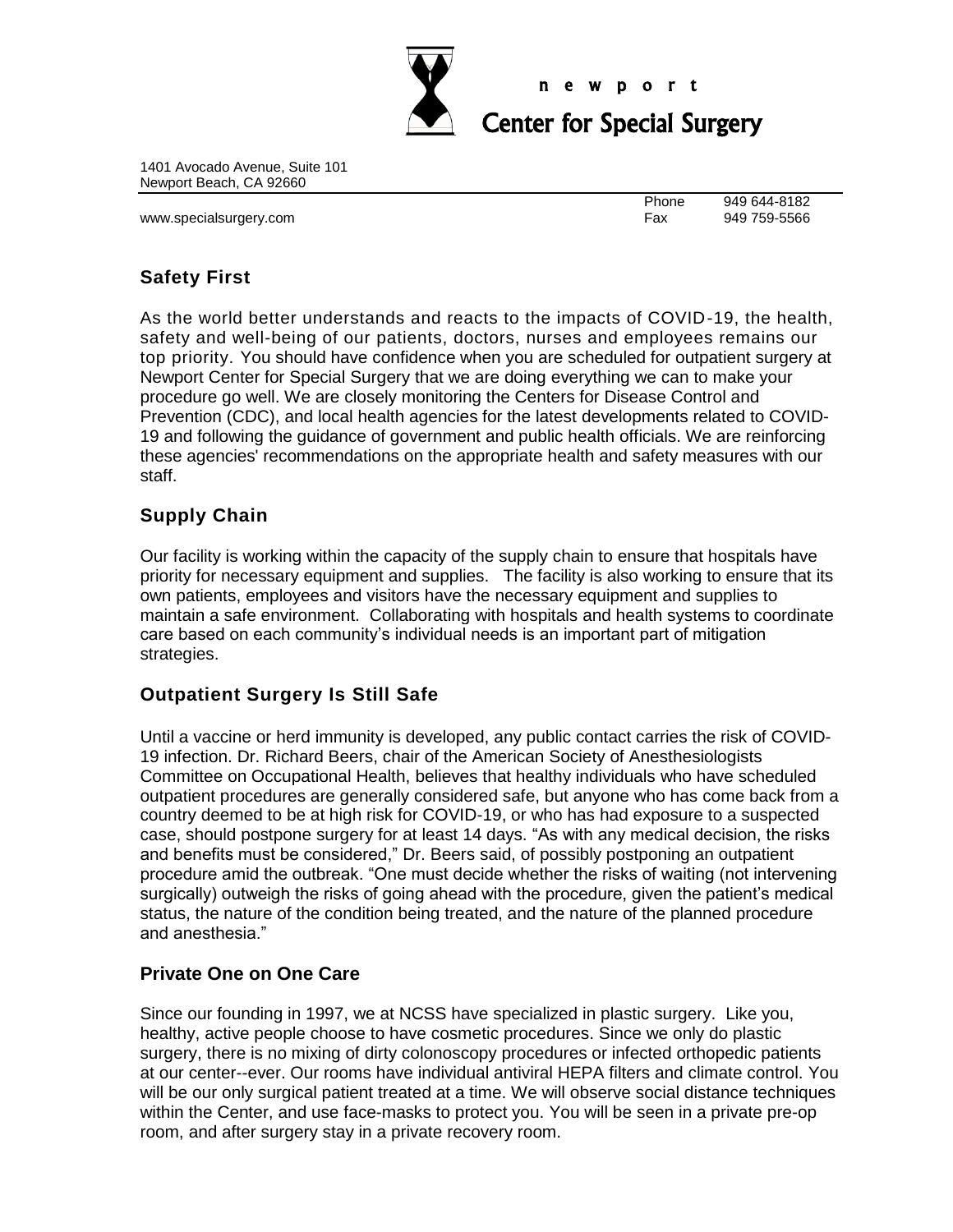newport

Center for Special Surgery

1401 Avocado Avenue, Suite 101
Newport Beach, CA 92660

www.specialsurgery.com

Phone 949 644-8182
Fax 949 759-5566

## Safety First

As the world better understands and reacts to the impacts of COVID-19, the health, safety and well-being of our patients, doctors, nurses and employees remains our top priority. You should have confidence when you are scheduled for outpatient surgery at Newport Center for Special Surgery that we are doing everything we can to make your procedure go well. We are closely monitoring the Centers for Disease Control and Prevention (CDC), and local health agencies for the latest developments related to COVID-19 and following the guidance of government and public health officials. We are reinforcing these agencies' recommendations on the appropriate health and safety measures with our staff.

## Supply Chain

Our facility is working within the capacity of the supply chain to ensure that hospitals have priority for necessary equipment and supplies. The facility is also working to ensure that its own patients, employees and visitors have the necessary equipment and supplies to maintain a safe environment. Collaborating with hospitals and health systems to coordinate care based on each community's individual needs is an important part of mitigation strategies.

## Outpatient Surgery Is Still Safe

Until a vaccine or herd immunity is developed, any public contact carries the risk of COVID-19 infection. Dr. Richard Beers, chair of the American Society of Anesthesiologists Committee on Occupational Health, believes that healthy individuals who have scheduled outpatient procedures are generally considered safe, but anyone who has come back from a country deemed to be at high risk for COVID-19, or who has had exposure to a suspected case, should postpone surgery for at least 14 days. "As with any medical decision, the risks and benefits must be considered," Dr. Beers said, of possibly postponing an outpatient procedure amid the outbreak. "One must decide whether the risks of waiting (not intervening surgically) outweigh the risks of going ahead with the procedure, given the patient's medical status, the nature of the condition being treated, and the nature of the planned procedure and anesthesia."

## Private One on One Care

Since our founding in 1997, we at NCSS have specialized in plastic surgery. Like you, healthy, active people choose to have cosmetic procedures. Since we only do plastic surgery, there is no mixing of dirty colonoscopy procedures or infected orthopedic patients at our center--ever. Our rooms have individual antiviral HEPA filters and climate control. You will be our only surgical patient treated at a time. We will observe social distance techniques within the Center, and use face-masks to protect you. You will be seen in a private pre-op room, and after surgery stay in a private recovery room.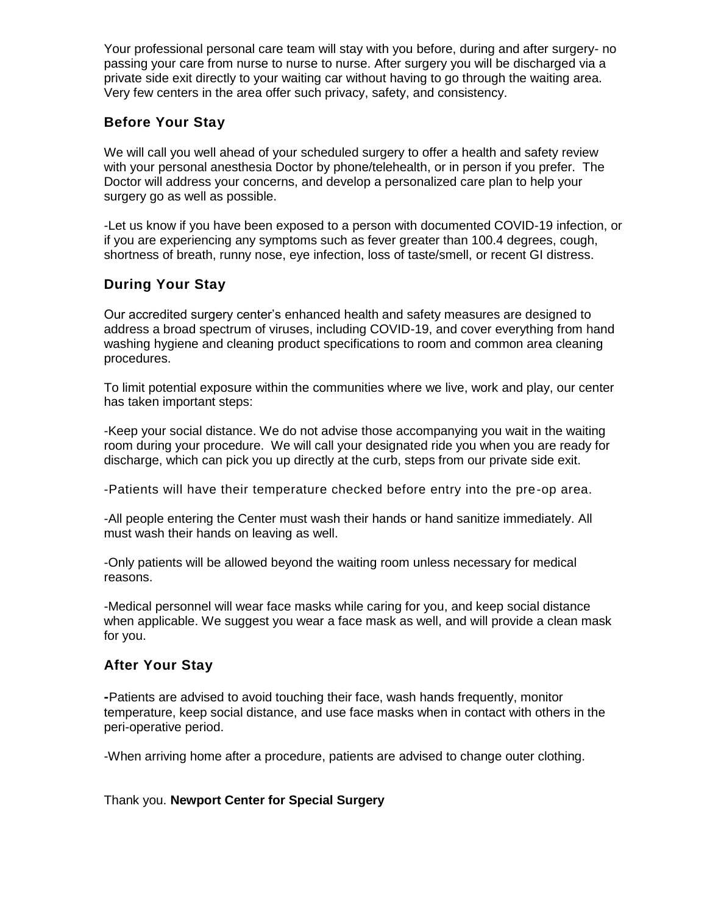Your professional personal care team will stay with you before, during and after surgery- no passing your care from nurse to nurse to nurse. After surgery you will be discharged via a private side exit directly to your waiting car without having to go through the waiting area. Very few centers in the area offer such privacy, safety, and consistency.

## Before Your Stay

We will call you well ahead of your scheduled surgery to offer a health and safety review with your personal anesthesia Doctor by phone/telehealth, or in person if you prefer. The Doctor will address your concerns, and develop a personalized care plan to help your surgery go as well as possible.

-Let us know if you have been exposed to a person with documented COVID-19 infection, or if you are experiencing any symptoms such as fever greater than 100.4 degrees, cough, shortness of breath, runny nose, eye infection, loss of taste/smell, or recent GI distress.

## During Your Stay

Our accredited surgery center's enhanced health and safety measures are designed to address a broad spectrum of viruses, including COVID-19, and cover everything from hand washing hygiene and cleaning product specifications to room and common area cleaning procedures.

To limit potential exposure within the communities where we live, work and play, our center has taken important steps:

-Keep your social distance. We do not advise those accompanying you wait in the waiting room during your procedure. We will call your designated ride you when you are ready for discharge, which can pick you up directly at the curb, steps from our private side exit.

-Patients will have their temperature checked before entry into the pre-op area.

-All people entering the Center must wash their hands or hand sanitize immediately. All must wash their hands on leaving as well.

-Only patients will be allowed beyond the waiting room unless necessary for medical reasons.

-Medical personnel will wear face masks while caring for you, and keep social distance when applicable. We suggest you wear a face mask as well, and will provide a clean mask for you.

## After Your Stay

**-**Patients are advised to avoid touching their face, wash hands frequently, monitor temperature, keep social distance, and use face masks when in contact with others in the peri-operative period.

-When arriving home after a procedure, patients are advised to change outer clothing.

Thank you. **Newport Center for Special Surgery**